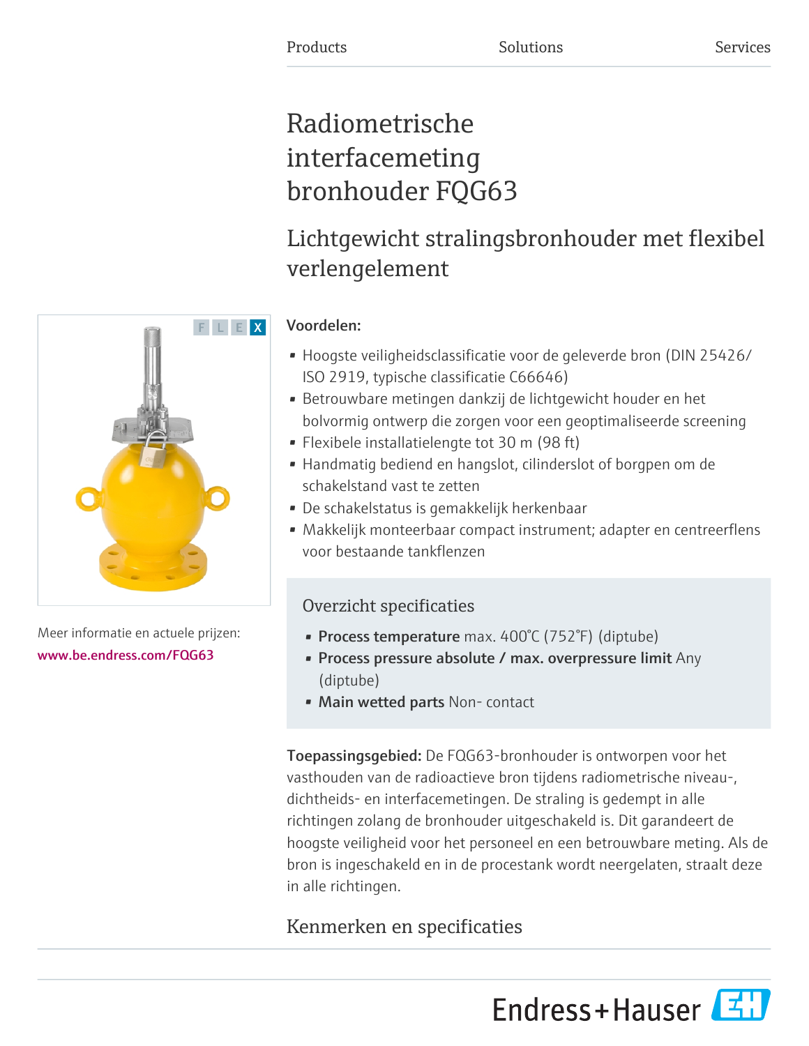Products Solutions Services

# Radiometrische interfacemeting bronhouder FQG63

## Lichtgewicht stralingsbronhouder met flexibel verlengelement

F L E X

Meer informatie en actuele prijzen:
www.be.endress.com/FQG63

**Voordelen:**

- Hoogste veiligheidsclassificatie voor de geleverde bron (DIN 25426/ ISO 2919, typische classificatie C66646)
- Betrouwbare metingen dankzij de lichtgewicht houder en het bolvormig ontwerp die zorgen voor een geoptimaliseerde screening
- Flexibele installatielengte tot 30 m (98 ft)
- Handmatig bediend en hangslot, cilinderslot of borgpen om de schakelstand vast te zetten
- De schakelstatus is gemakkelijk herkenbaar
- Makkelijk monteerbaar compact instrument; adapter en centreerflens voor bestaande tankflenzen

### Overzicht specificaties

- **Process temperature** max. 400°C (752°F) (diptube)
- **Process pressure absolute / max. overpressure limit** Any (diptube)
- **Main wetted parts** Non- contact

**Toepassingsgebied:** De FQG63-bronhouder is ontworpen voor het vasthouden van de radioactieve bron tijdens radiometrische niveau-, dichtheids- en interfacemetingen. De straling is gedempt in alle richtingen zolang de bronhouder uitgeschakeld is. Dit garandeert de hoogste veiligheid voor het personeel en een betrouwbare meting. Als de bron is ingeschakeld en in de procestank wordt neergelaten, straalt deze in alle richtingen.

## Kenmerken en specificaties

Endress+Hauser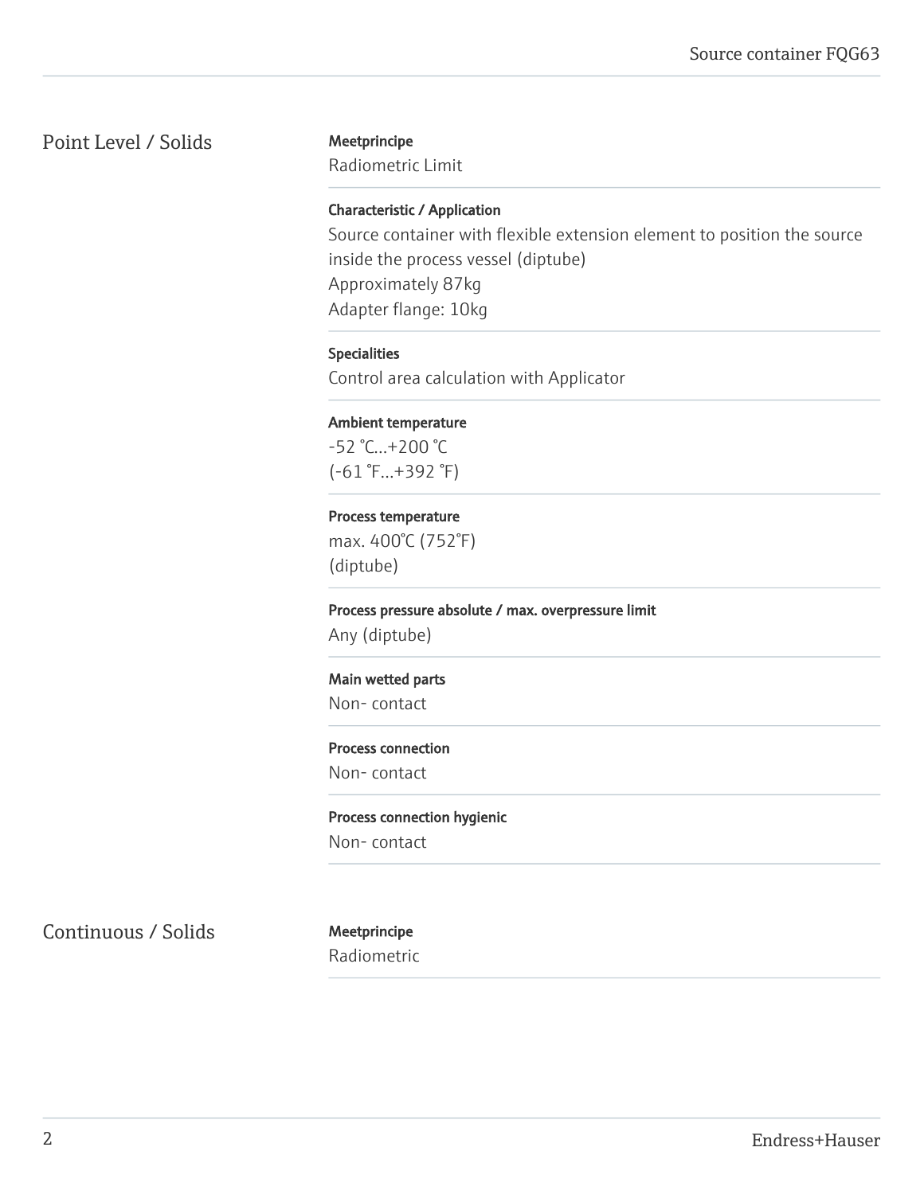## Point Level / Solids

**Meetprincipe**
Radiometric Limit

**Characteristic / Application**
Source container with flexible extension element to position the source inside the process vessel (diptube)
Approximately 87kg
Adapter flange: 10kg

**Specialities**
Control area calculation with Applicator

**Ambient temperature**
-52 °C...+200 °C
(-61 °F...+392 °F)

**Process temperature**
max. 400°C (752°F)
(diptube)

**Process pressure absolute / max. overpressure limit**
Any (diptube)

**Main wetted parts**
Non- contact

**Process connection**
Non- contact

**Process connection hygienic**
Non- contact

## Continuous / Solids

**Meetprincipe**
Radiometric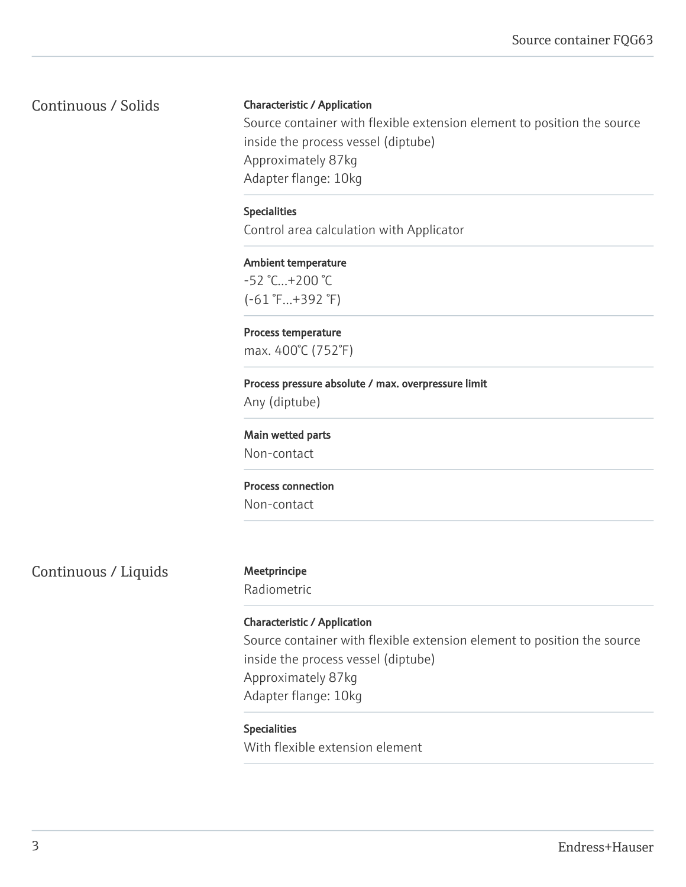## Continuous / Solids

**Characteristic / Application**
Source container with flexible extension element to position the source inside the process vessel (diptube)
Approximately 87kg
Adapter flange: 10kg

**Specialities**
Control area calculation with Applicator

**Ambient temperature**
-52 °C...+200 °C
(-61 °F...+392 °F)

**Process temperature**
max. 400°C (752°F)

**Process pressure absolute / max. overpressure limit**
Any (diptube)

**Main wetted parts**
Non-contact

**Process connection**
Non-contact

## Continuous / Liquids

**Meetprincipe**
Radiometric

**Characteristic / Application**
Source container with flexible extension element to position the source inside the process vessel (diptube)
Approximately 87kg
Adapter flange: 10kg

**Specialities**
With flexible extension element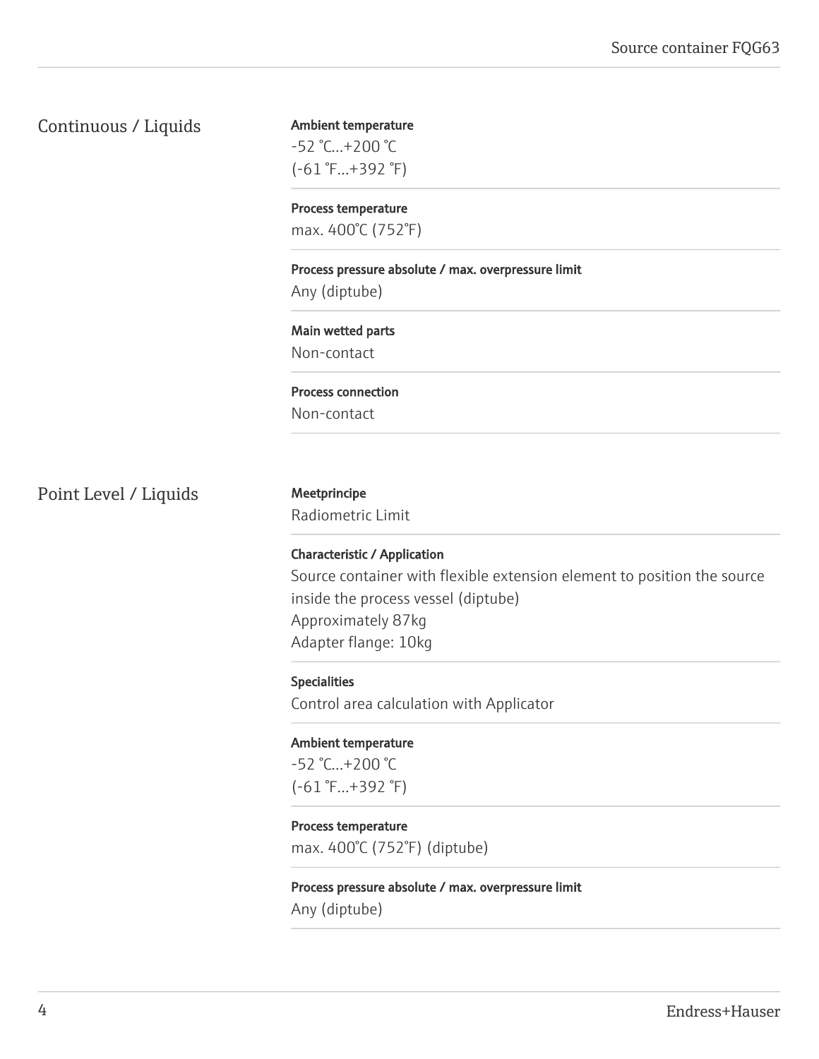## Continuous / Liquids

**Ambient temperature**
-52 °C...+200 °C
(-61 °F...+392 °F)

**Process temperature**
max. 400°C (752°F)

**Process pressure absolute / max. overpressure limit**
Any (diptube)

**Main wetted parts**
Non-contact

**Process connection**
Non-contact

## Point Level / Liquids

**Meetprincipe**
Radiometric Limit

**Characteristic / Application**
Source container with flexible extension element to position the source inside the process vessel (diptube)
Approximately 87kg
Adapter flange: 10kg

**Specialities**
Control area calculation with Applicator

**Ambient temperature**
-52 °C...+200 °C
(-61 °F...+392 °F)

**Process temperature**
max. 400°C (752°F) (diptube)

**Process pressure absolute / max. overpressure limit**
Any (diptube)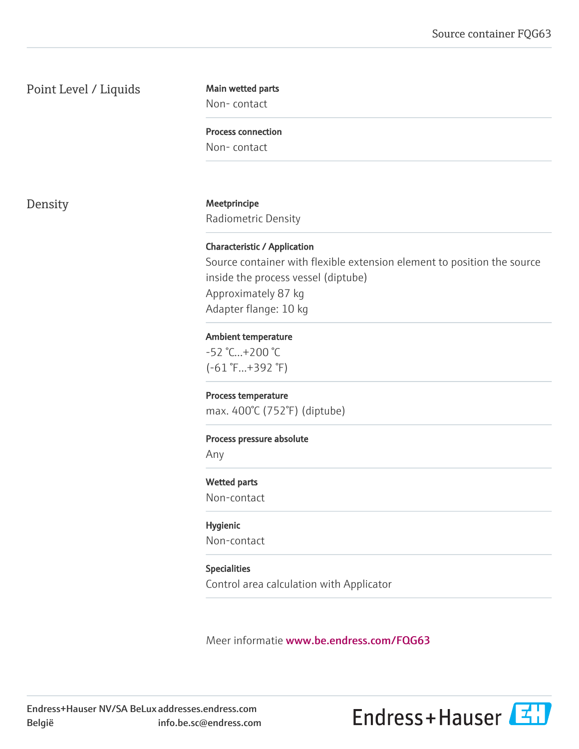## Point Level / Liquids

**Main wetted parts**
Non- contact

**Process connection**
Non- contact

## Density

**Meetprincipe**
Radiometric Density

**Characteristic / Application**
Source container with flexible extension element to position the source inside the process vessel (diptube)
Approximately 87 kg
Adapter flange: 10 kg

**Ambient temperature**
-52 °C...+200 °C
(-61 °F...+392 °F)

**Process temperature**
max. 400°C (752°F) (diptube)

**Process pressure absolute**
Any

**Wetted parts**
Non-contact

**Hygienic**
Non-contact

**Specialities**
Control area calculation with Applicator

Meer informatie **www.be.endress.com/FQG63**

Endress+Hauser NV/SA BeLux
België

addresses.endress.com
info.be.sc@endress.com